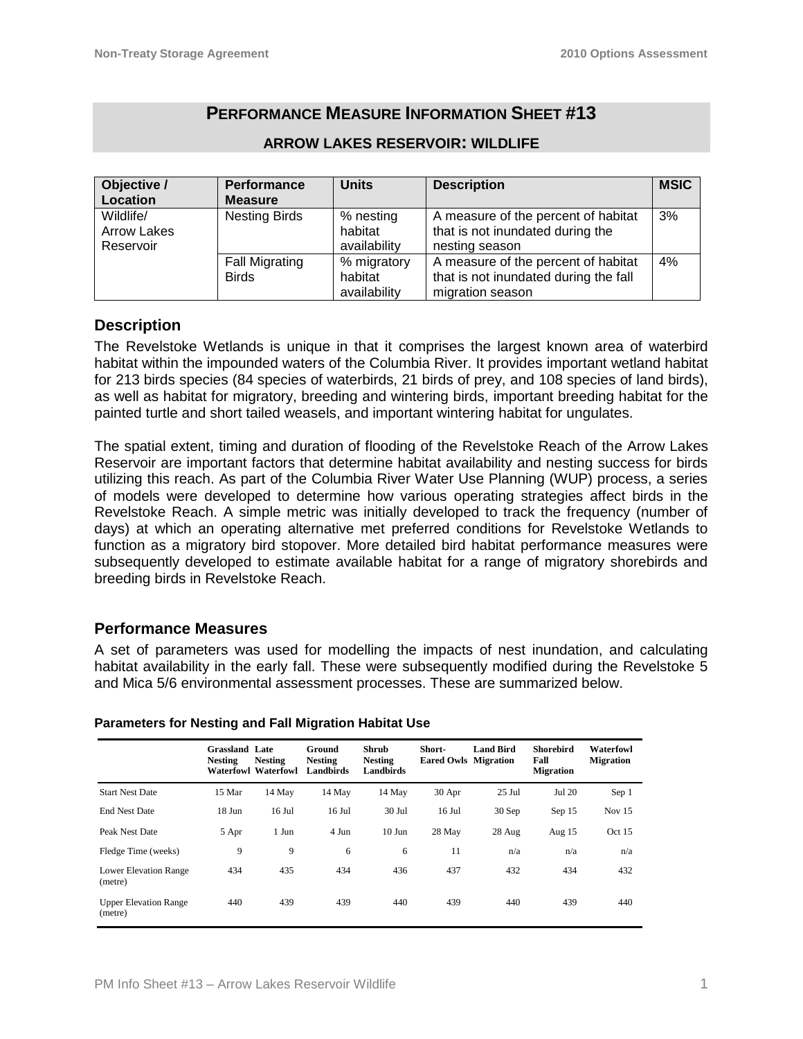# PERFORMANCE MEASURE INFORMATION SHEET #13

## ARROW LAKES RESERVOIR: WILDLIFE

| Objective / Location | Performance Measure | Units | Description | MSIC |
|---|---|---|---|---|
| Wildlife/ Arrow Lakes Reservoir | Nesting Birds | % nesting habitat availability | A measure of the percent of habitat that is not inundated during the nesting season | 3% |
| | Fall Migrating Birds | % migratory habitat availability | A measure of the percent of habitat that is not inundated during the fall migration season | 4% |

## Description

The Revelstoke Wetlands is unique in that it comprises the largest known area of waterbird habitat within the impounded waters of the Columbia River. It provides important wetland habitat for 213 birds species (84 species of waterbirds, 21 birds of prey, and 108 species of land birds), as well as habitat for migratory, breeding and wintering birds, important breeding habitat for the painted turtle and short tailed weasels, and important wintering habitat for ungulates.

The spatial extent, timing and duration of flooding of the Revelstoke Reach of the Arrow Lakes Reservoir are important factors that determine habitat availability and nesting success for birds utilizing this reach. As part of the Columbia River Water Use Planning (WUP) process, a series of models were developed to determine how various operating strategies affect birds in the Revelstoke Reach. A simple metric was initially developed to track the frequency (number of days) at which an operating alternative met preferred conditions for Revelstoke Wetlands to function as a migratory bird stopover. More detailed bird habitat performance measures were subsequently developed to estimate available habitat for a range of migratory shorebirds and breeding birds in Revelstoke Reach.

## Performance Measures

A set of parameters was used for modelling the impacts of nest inundation, and calculating habitat availability in the early fall. These were subsequently modified during the Revelstoke 5 and Mica 5/6 environmental assessment processes. These are summarized below.

**Parameters for Nesting and Fall Migration Habitat Use**

| | Grassland Nesting Waterfowl | Late Nesting Waterfowl | Ground Nesting Landbirds | Shrub Nesting Landbirds | Short-Eared Owls | Land Bird Migration | Shorebird Fall Migration | Waterfowl Migration |
|---|---|---|---|---|---|---|---|---|
| Start Nest Date | 15 Mar | 14 May | 14 May | 14 May | 30 Apr | 25 Jul | Jul 20 | Sep 1 |
| End Nest Date | 18 Jun | 16 Jul | 16 Jul | 30 Jul | 16 Jul | 30 Sep | Sep 15 | Nov 15 |
| Peak Nest Date | 5 Apr | 1 Jun | 4 Jun | 10 Jun | 28 May | 28 Aug | Aug 15 | Oct 15 |
| Fledge Time (weeks) | 9 | 9 | 6 | 6 | 11 | n/a | n/a | n/a |
| Lower Elevation Range (metre) | 434 | 435 | 434 | 436 | 437 | 432 | 434 | 432 |
| Upper Elevation Range (metre) | 440 | 439 | 439 | 440 | 439 | 440 | 439 | 440 |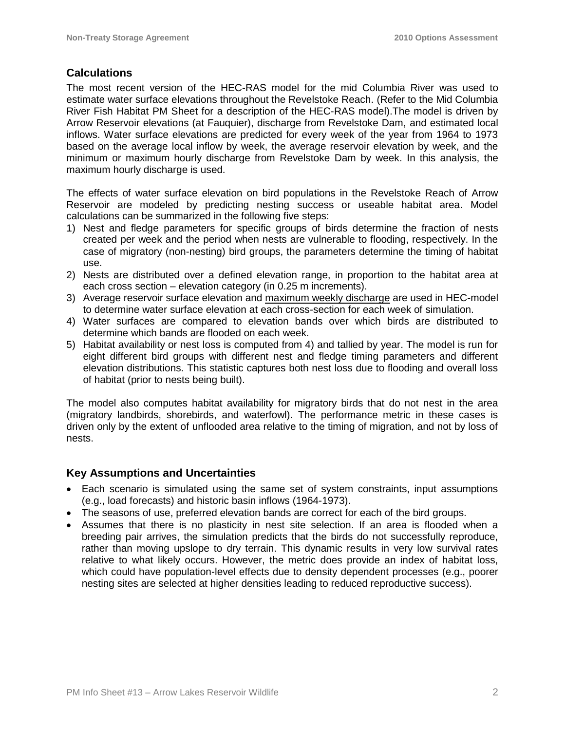## Calculations

The most recent version of the HEC-RAS model for the mid Columbia River was used to estimate water surface elevations throughout the Revelstoke Reach. (Refer to the Mid Columbia River Fish Habitat PM Sheet for a description of the HEC-RAS model).The model is driven by Arrow Reservoir elevations (at Fauquier), discharge from Revelstoke Dam, and estimated local inflows. Water surface elevations are predicted for every week of the year from 1964 to 1973 based on the average local inflow by week, the average reservoir elevation by week, and the minimum or maximum hourly discharge from Revelstoke Dam by week. In this analysis, the maximum hourly discharge is used.

The effects of water surface elevation on bird populations in the Revelstoke Reach of Arrow Reservoir are modeled by predicting nesting success or useable habitat area. Model calculations can be summarized in the following five steps:

1) Nest and fledge parameters for specific groups of birds determine the fraction of nests created per week and the period when nests are vulnerable to flooding, respectively. In the case of migratory (non-nesting) bird groups, the parameters determine the timing of habitat use.
2) Nests are distributed over a defined elevation range, in proportion to the habitat area at each cross section – elevation category (in 0.25 m increments).
3) Average reservoir surface elevation and <u>maximum weekly discharge</u> are used in HEC-model to determine water surface elevation at each cross-section for each week of simulation.
4) Water surfaces are compared to elevation bands over which birds are distributed to determine which bands are flooded on each week.
5) Habitat availability or nest loss is computed from 4) and tallied by year. The model is run for eight different bird groups with different nest and fledge timing parameters and different elevation distributions. This statistic captures both nest loss due to flooding and overall loss of habitat (prior to nests being built).

The model also computes habitat availability for migratory birds that do not nest in the area (migratory landbirds, shorebirds, and waterfowl). The performance metric in these cases is driven only by the extent of unflooded area relative to the timing of migration, and not by loss of nests.

## Key Assumptions and Uncertainties

- Each scenario is simulated using the same set of system constraints, input assumptions (e.g., load forecasts) and historic basin inflows (1964-1973).
- The seasons of use, preferred elevation bands are correct for each of the bird groups.
- Assumes that there is no plasticity in nest site selection. If an area is flooded when a breeding pair arrives, the simulation predicts that the birds do not successfully reproduce, rather than moving upslope to dry terrain. This dynamic results in very low survival rates relative to what likely occurs. However, the metric does provide an index of habitat loss, which could have population-level effects due to density dependent processes (e.g., poorer nesting sites are selected at higher densities leading to reduced reproductive success).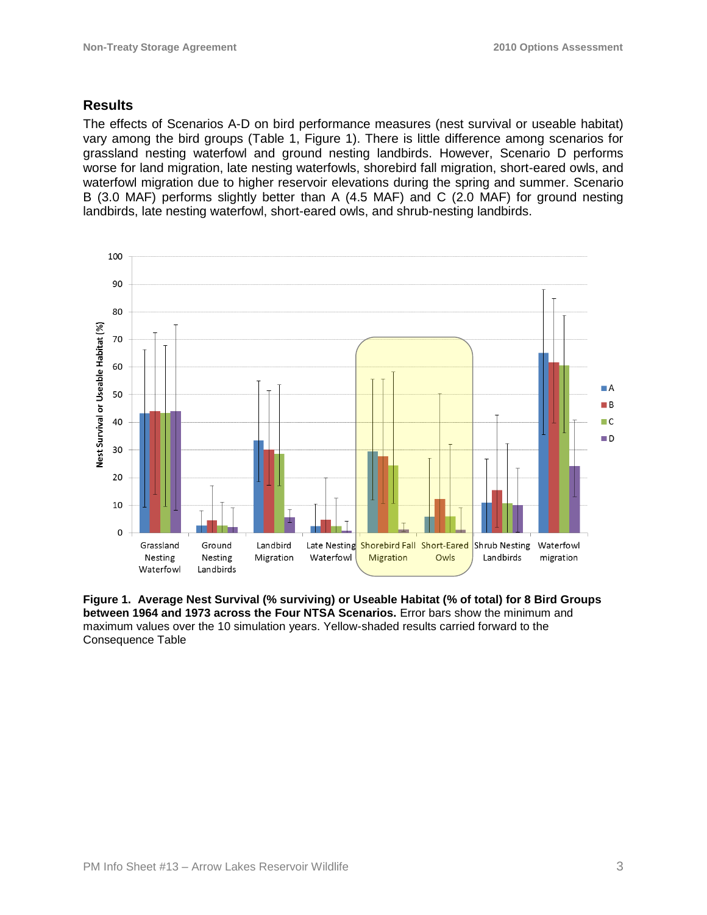## Results

The effects of Scenarios A-D on bird performance measures (nest survival or useable habitat) vary among the bird groups (Table 1, Figure 1). There is little difference among scenarios for grassland nesting waterfowl and ground nesting landbirds. However, Scenario D performs worse for land migration, late nesting waterfowls, shorebird fall migration, short-eared owls, and waterfowl migration due to higher reservoir elevations during the spring and summer. Scenario B (3.0 MAF) performs slightly better than A (4.5 MAF) and C (2.0 MAF) for ground nesting landbirds, late nesting waterfowl, short-eared owls, and shrub-nesting landbirds.

**Figure 1. Average Nest Survival (% surviving) or Useable Habitat (% of total) for 8 Bird Groups between 1964 and 1973 across the Four NTSA Scenarios.** Error bars show the minimum and maximum values over the 10 simulation years. Yellow-shaded results carried forward to the Consequence Table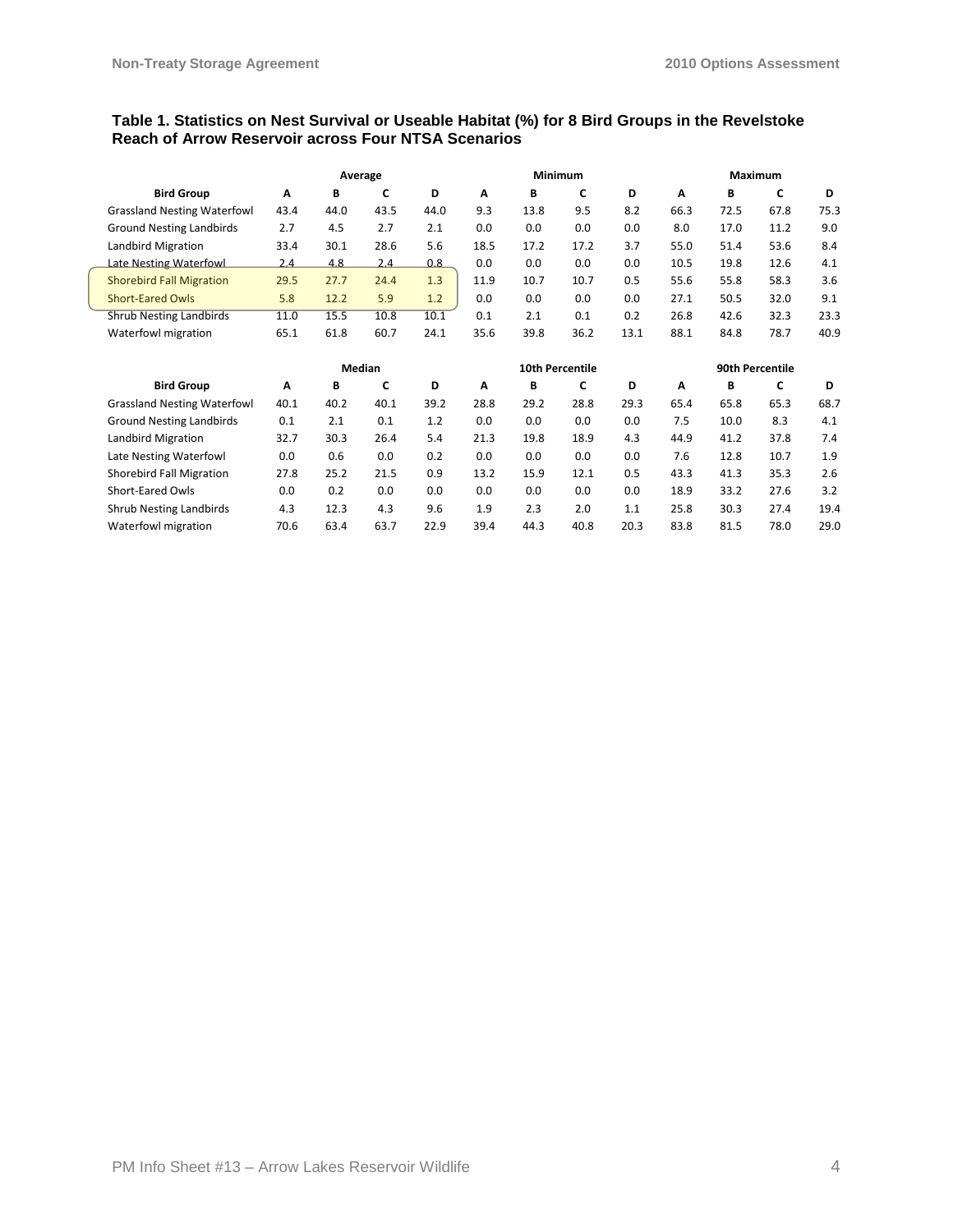**Table 1. Statistics on Nest Survival or Useable Habitat (%) for 8 Bird Groups in the Revelstoke Reach of Arrow Reservoir across Four NTSA Scenarios**

| | Average | | | | Minimum | | | | Maximum | | | |
|---|---|---|---|---|---|---|---|---|---|---|---|---|
| **Bird Group** | **A** | **B** | **C** | **D** | **A** | **B** | **C** | **D** | **A** | **B** | **C** | **D** |
| Grassland Nesting Waterfowl | 43.4 | 44.0 | 43.5 | 44.0 | 9.3 | 13.8 | 9.5 | 8.2 | 66.3 | 72.5 | 67.8 | 75.3 |
| Ground Nesting Landbirds | 2.7 | 4.5 | 2.7 | 2.1 | 0.0 | 0.0 | 0.0 | 0.0 | 8.0 | 17.0 | 11.2 | 9.0 |
| Landbird Migration | 33.4 | 30.1 | 28.6 | 5.6 | 18.5 | 17.2 | 17.2 | 3.7 | 55.0 | 51.4 | 53.6 | 8.4 |
| Late Nesting Waterfowl | 2.4 | 4.8 | 2.4 | 0.8 | 0.0 | 0.0 | 0.0 | 0.0 | 10.5 | 19.8 | 12.6 | 4.1 |
| Shorebird Fall Migration | 29.5 | 27.7 | 24.4 | 1.3 | 11.9 | 10.7 | 10.7 | 0.5 | 55.6 | 55.8 | 58.3 | 3.6 |
| Short-Eared Owls | 5.8 | 12.2 | 5.9 | 1.2 | 0.0 | 0.0 | 0.0 | 0.0 | 27.1 | 50.5 | 32.0 | 9.1 |
| Shrub Nesting Landbirds | 11.0 | 15.5 | 10.8 | 10.1 | 0.1 | 2.1 | 0.1 | 0.2 | 26.8 | 42.6 | 32.3 | 23.3 |
| Waterfowl migration | 65.1 | 61.8 | 60.7 | 24.1 | 35.6 | 39.8 | 36.2 | 13.1 | 88.1 | 84.8 | 78.7 | 40.9 |

| | Median | | | | 10th Percentile | | | | 90th Percentile | | | |
|---|---|---|---|---|---|---|---|---|---|---|---|---|
| **Bird Group** | **A** | **B** | **C** | **D** | **A** | **B** | **C** | **D** | **A** | **B** | **C** | **D** |
| Grassland Nesting Waterfowl | 40.1 | 40.2 | 40.1 | 39.2 | 28.8 | 29.2 | 28.8 | 29.3 | 65.4 | 65.8 | 65.3 | 68.7 |
| Ground Nesting Landbirds | 0.1 | 2.1 | 0.1 | 1.2 | 0.0 | 0.0 | 0.0 | 0.0 | 7.5 | 10.0 | 8.3 | 4.1 |
| Landbird Migration | 32.7 | 30.3 | 26.4 | 5.4 | 21.3 | 19.8 | 18.9 | 4.3 | 44.9 | 41.2 | 37.8 | 7.4 |
| Late Nesting Waterfowl | 0.0 | 0.6 | 0.0 | 0.2 | 0.0 | 0.0 | 0.0 | 0.0 | 7.6 | 12.8 | 10.7 | 1.9 |
| Shorebird Fall Migration | 27.8 | 25.2 | 21.5 | 0.9 | 13.2 | 15.9 | 12.1 | 0.5 | 43.3 | 41.3 | 35.3 | 2.6 |
| Short-Eared Owls | 0.0 | 0.2 | 0.0 | 0.0 | 0.0 | 0.0 | 0.0 | 0.0 | 18.9 | 33.2 | 27.6 | 3.2 |
| Shrub Nesting Landbirds | 4.3 | 12.3 | 4.3 | 9.6 | 1.9 | 2.3 | 2.0 | 1.1 | 25.8 | 30.3 | 27.4 | 19.4 |
| Waterfowl migration | 70.6 | 63.4 | 63.7 | 22.9 | 39.4 | 44.3 | 40.8 | 20.3 | 83.8 | 81.5 | 78.0 | 29.0 |